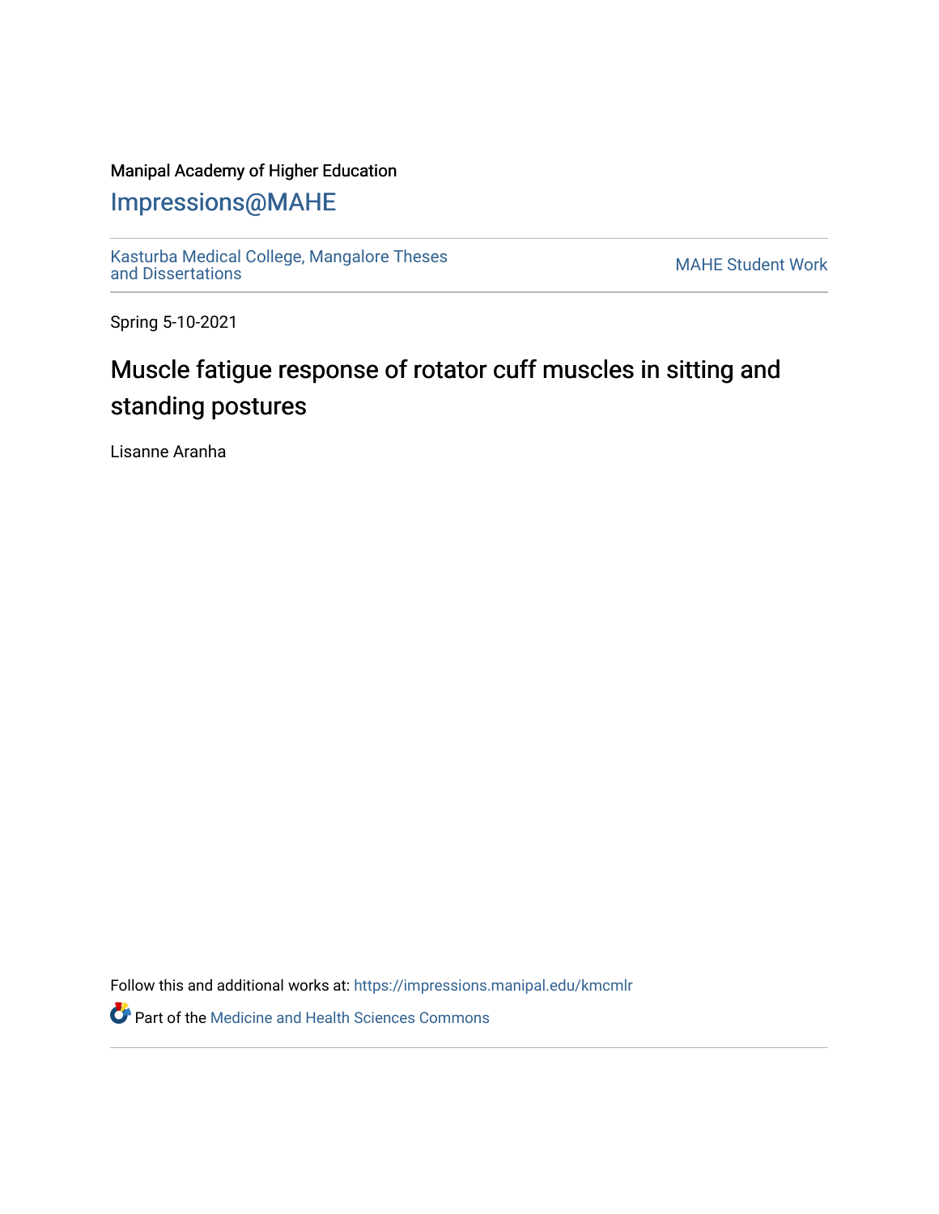Manipal Academy of Higher Education

## Impressions@MAHE

Kasturba Medical College, Mangalore Theses and Dissertations | MAHE Student Work

Spring 5-10-2021

# Muscle fatigue response of rotator cuff muscles in sitting and standing postures

Lisanne Aranha

Follow this and additional works at: https://impressions.manipal.edu/kmcmlr

Part of the Medicine and Health Sciences Commons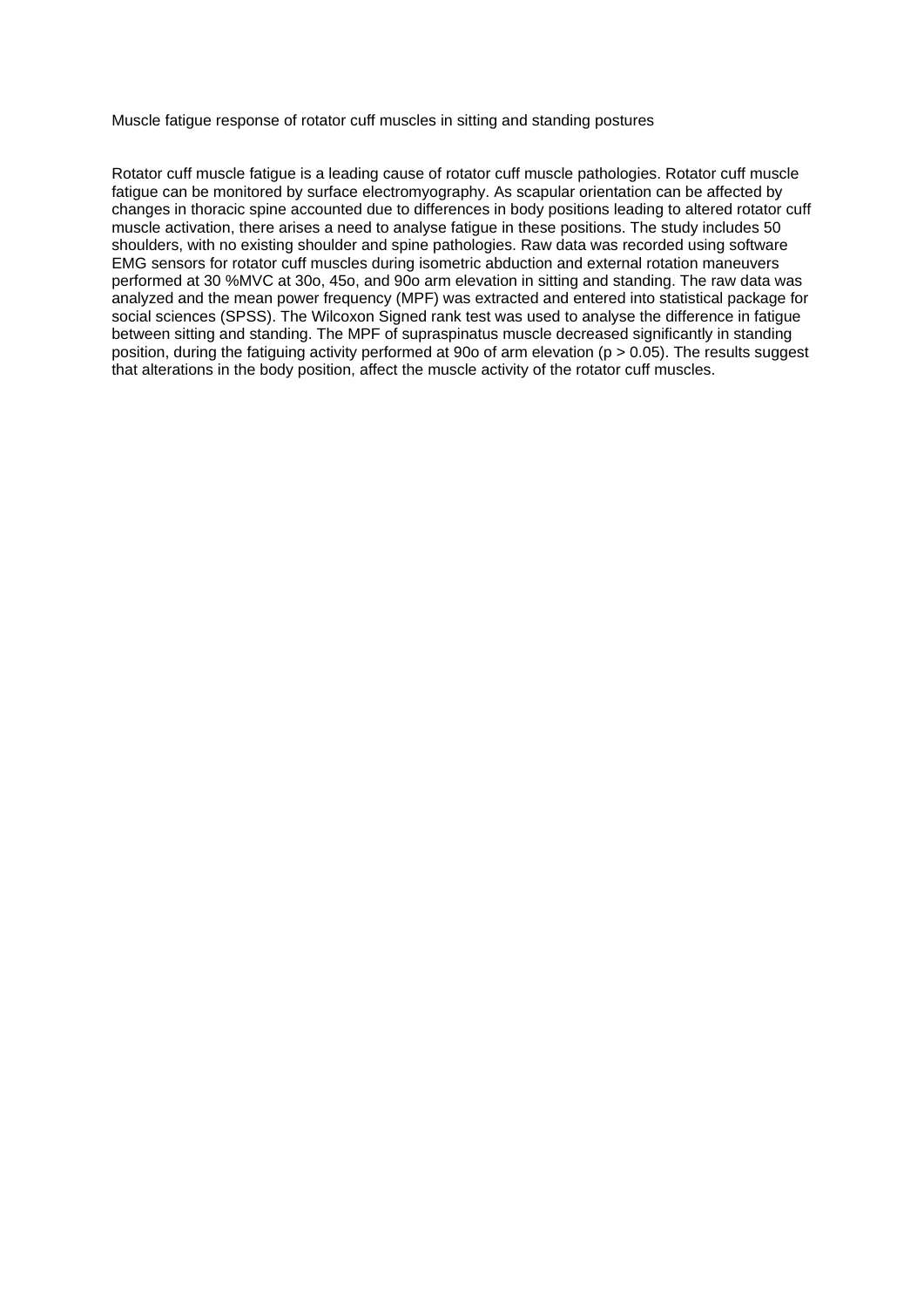Muscle fatigue response of rotator cuff muscles in sitting and standing postures

Rotator cuff muscle fatigue is a leading cause of rotator cuff muscle pathologies. Rotator cuff muscle fatigue can be monitored by surface electromyography. As scapular orientation can be affected by changes in thoracic spine accounted due to differences in body positions leading to altered rotator cuff muscle activation, there arises a need to analyse fatigue in these positions. The study includes 50 shoulders, with no existing shoulder and spine pathologies. Raw data was recorded using software EMG sensors for rotator cuff muscles during isometric abduction and external rotation maneuvers performed at 30 %MVC at 30o, 45o, and 90o arm elevation in sitting and standing. The raw data was analyzed and the mean power frequency (MPF) was extracted and entered into statistical package for social sciences (SPSS). The Wilcoxon Signed rank test was used to analyse the difference in fatigue between sitting and standing. The MPF of supraspinatus muscle decreased significantly in standing position, during the fatiguing activity performed at 90o of arm elevation ($p > 0.05$). The results suggest that alterations in the body position, affect the muscle activity of the rotator cuff muscles.